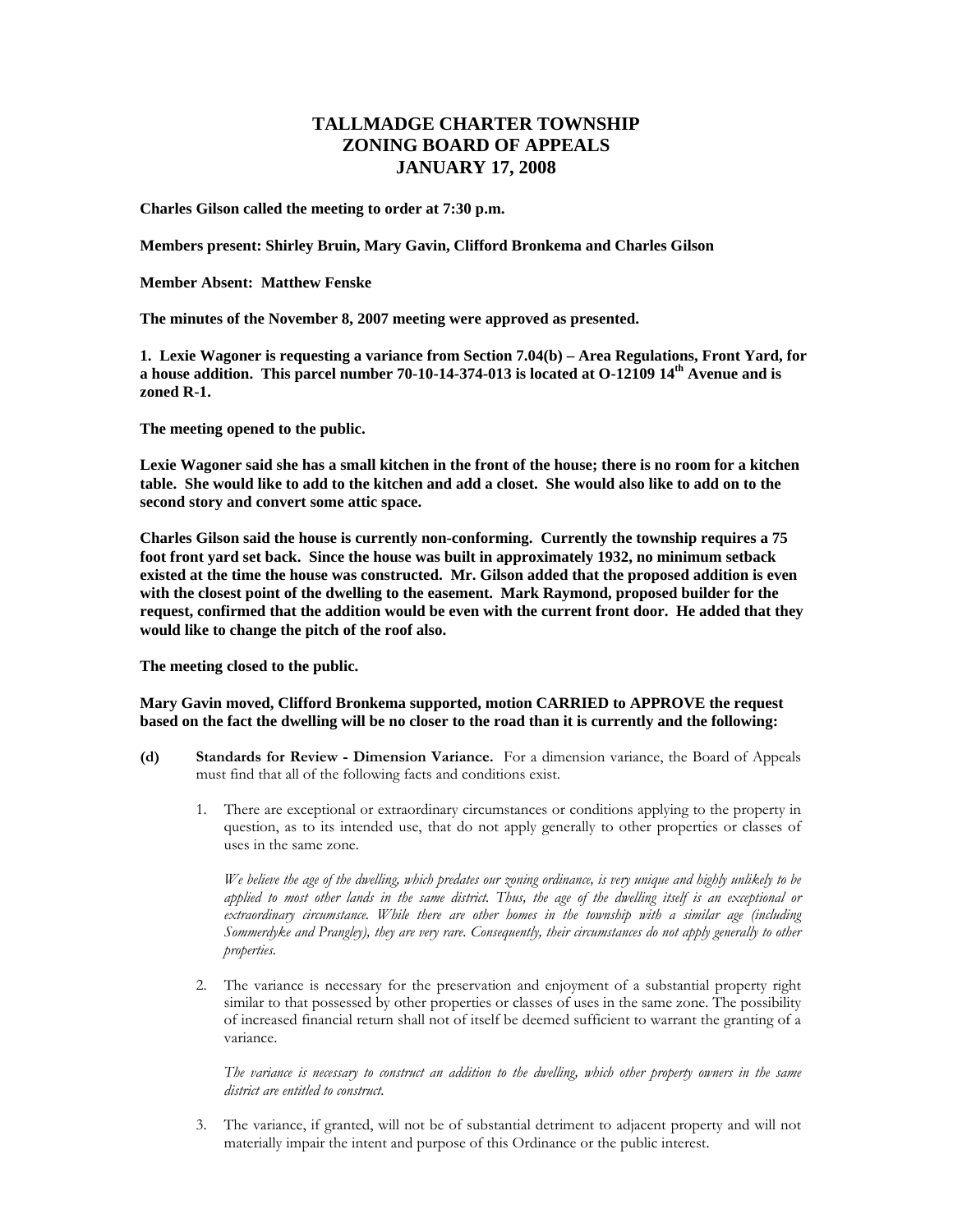# TALLMADGE CHARTER TOWNSHIP
# ZONING BOARD OF APPEALS
# JANUARY 17, 2008

**Charles Gilson called the meeting to order at 7:30 p.m.**

**Members present: Shirley Bruin, Mary Gavin, Clifford Bronkema and Charles Gilson**

**Member Absent: Matthew Fenske**

**The minutes of the November 8, 2007 meeting were approved as presented.**

**1. Lexie Wagoner is requesting a variance from Section 7.04(b) – Area Regulations, Front Yard, for a house addition. This parcel number 70-10-14-374-013 is located at O-12109 14th Avenue and is zoned R-1.**

**The meeting opened to the public.**

**Lexie Wagoner said she has a small kitchen in the front of the house; there is no room for a kitchen table. She would like to add to the kitchen and add a closet. She would also like to add on to the second story and convert some attic space.**

**Charles Gilson said the house is currently non-conforming. Currently the township requires a 75 foot front yard set back. Since the house was built in approximately 1932, no minimum setback existed at the time the house was constructed. Mr. Gilson added that the proposed addition is even with the closest point of the dwelling to the easement. Mark Raymond, proposed builder for the request, confirmed that the addition would be even with the current front door. He added that they would like to change the pitch of the roof also.**

**The meeting closed to the public.**

**Mary Gavin moved, Clifford Bronkema supported, motion CARRIED to APPROVE the request based on the fact the dwelling will be no closer to the road than it is currently and the following:**

**(d) Standards for Review - Dimension Variance.** For a dimension variance, the Board of Appeals must find that all of the following facts and conditions exist.

1. There are exceptional or extraordinary circumstances or conditions applying to the property in question, as to its intended use, that do not apply generally to other properties or classes of uses in the same zone.

   *We believe the age of the dwelling, which predates our zoning ordinance, is very unique and highly unlikely to be applied to most other lands in the same district. Thus, the age of the dwelling itself is an exceptional or extraordinary circumstance. While there are other homes in the township with a similar age (including Sommerdyke and Prangley), they are very rare. Consequently, their circumstances do not apply generally to other properties.*

2. The variance is necessary for the preservation and enjoyment of a substantial property right similar to that possessed by other properties or classes of uses in the same zone. The possibility of increased financial return shall not of itself be deemed sufficient to warrant the granting of a variance.

   *The variance is necessary to construct an addition to the dwelling, which other property owners in the same district are entitled to construct.*

3. The variance, if granted, will not be of substantial detriment to adjacent property and will not materially impair the intent and purpose of this Ordinance or the public interest.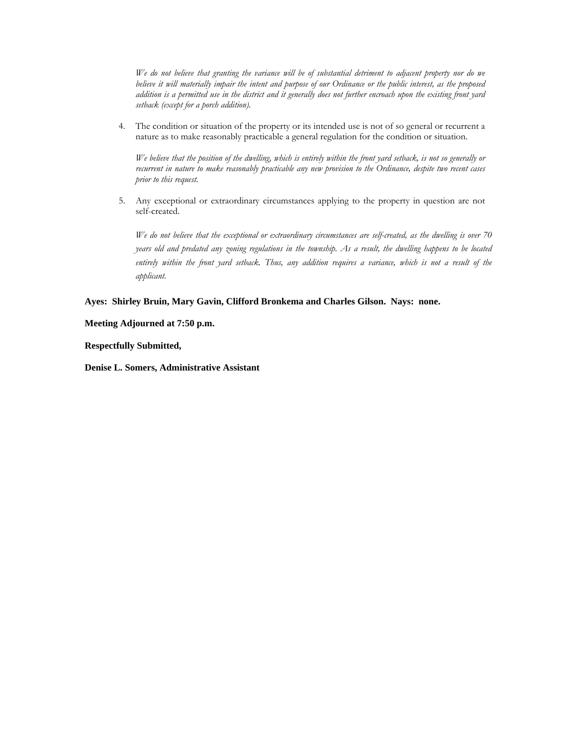*We do not believe that granting the variance will be of substantial detriment to adjacent property nor do we believe it will materially impair the intent and purpose of our Ordinance or the public interest, as the proposed addition is a permitted use in the district and it generally does not further encroach upon the existing front yard setback (except for a porch addition).*

4. The condition or situation of the property or its intended use is not of so general or recurrent a nature as to make reasonably practicable a general regulation for the condition or situation.

   *We believe that the position of the dwelling, which is entirely within the front yard setback, is not so generally or recurrent in nature to make reasonably practicable any new provision to the Ordinance, despite two recent cases prior to this request.*

5. Any exceptional or extraordinary circumstances applying to the property in question are not self-created.

   *We do not believe that the exceptional or extraordinary circumstances are self-created, as the dwelling is over 70 years old and predated any zoning regulations in the township. As a result, the dwelling happens to be located entirely within the front yard setback. Thus, any addition requires a variance, which is not a result of the applicant.*

**Ayes: Shirley Bruin, Mary Gavin, Clifford Bronkema and Charles Gilson. Nays: none.**

**Meeting Adjourned at 7:50 p.m.**

**Respectfully Submitted,**

**Denise L. Somers, Administrative Assistant**